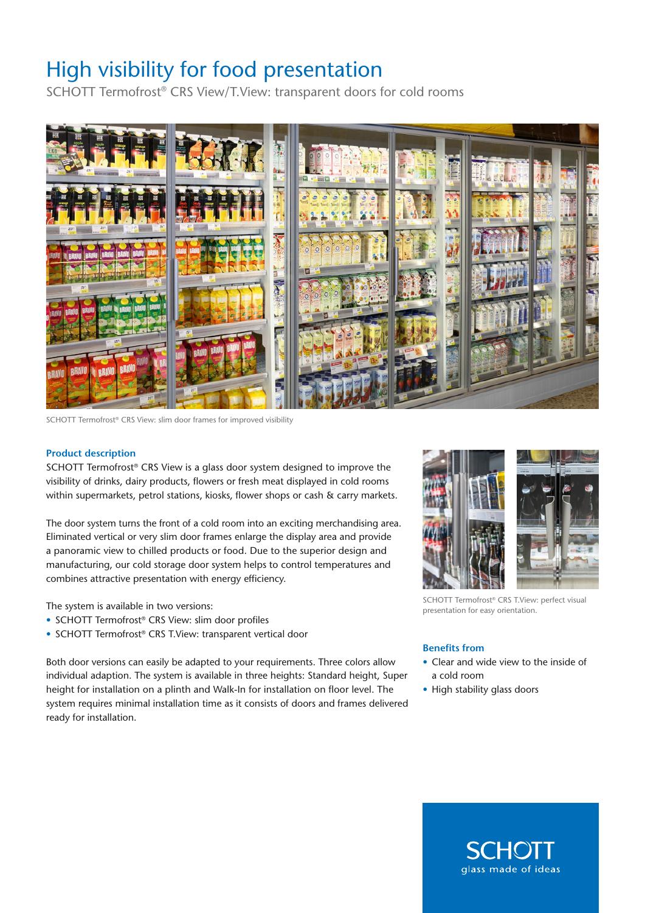# High visibility for food presentation

SCHOTT Termofrost® CRS View/T.View: transparent doors for cold rooms

SCHOTT Termofrost® CRS View: slim door frames for improved visibility

## Product description

SCHOTT Termofrost® CRS View is a glass door system designed to improve the visibility of drinks, dairy products, flowers or fresh meat displayed in cold rooms within supermarkets, petrol stations, kiosks, flower shops or cash & carry markets.

The door system turns the front of a cold room into an exciting merchandising area. Eliminated vertical or very slim door frames enlarge the display area and provide a panoramic view to chilled products or food. Due to the superior design and manufacturing, our cold storage door system helps to control temperatures and combines attractive presentation with energy efficiency.

The system is available in two versions:

- SCHOTT Termofrost® CRS View: slim door profiles
- SCHOTT Termofrost® CRS T.View: transparent vertical door

Both door versions can easily be adapted to your requirements. Three colors allow individual adaption. The system is available in three heights: Standard height, Super height for installation on a plinth and Walk-In for installation on floor level. The system requires minimal installation time as it consists of doors and frames delivered ready for installation.

SCHOTT Termofrost® CRS T.View: perfect visual presentation for easy orientation.

## Benefits from

- Clear and wide view to the inside of a cold room
- High stability glass doors

SCHOTT
glass made of ideas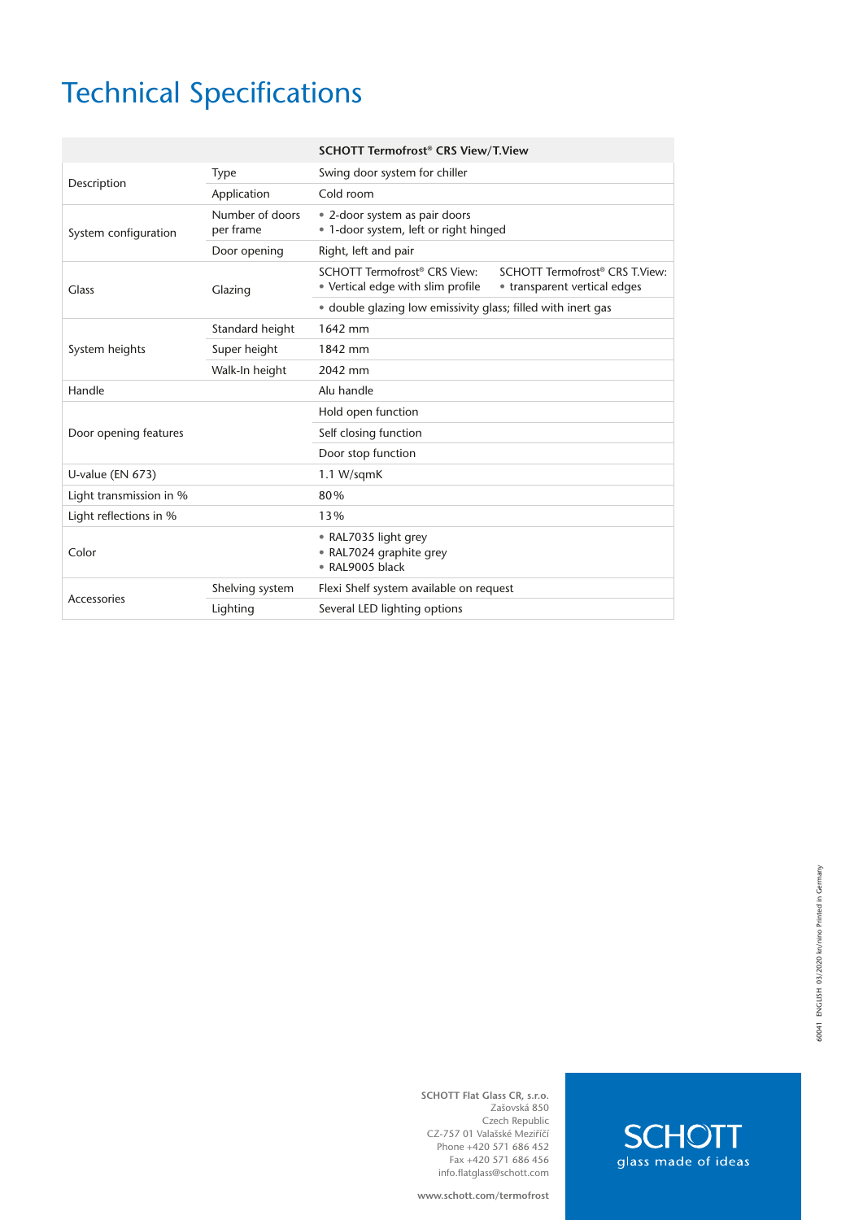# Technical Specifications

| | | SCHOTT Termofrost® CRS View/T.View |
|---|---|---|
| Description | Type | Swing door system for chiller |
| | Application | Cold room |
| System configuration | Number of doors per frame | • 2-door system as pair doors<br>• 1-door system, left or right hinged |
| | Door opening | Right, left and pair |
| Glass | Glazing | SCHOTT Termofrost® CRS View:<br>• Vertical edge with slim profile<br>SCHOTT Termofrost® CRS T.View:<br>• transparent vertical edges |
| | | • double glazing low emissivity glass; filled with inert gas |
| System heights | Standard height | 1642 mm |
| | Super height | 1842 mm |
| | Walk-In height | 2042 mm |
| Handle | | Alu handle |
| Door opening features | | Hold open function |
| | | Self closing function |
| | | Door stop function |
| U-value (EN 673) | | 1.1 W/sqmK |
| Light transmission in % | | 80% |
| Light reflections in % | | 13% |
| Color | | • RAL7035 light grey<br>• RAL7024 graphite grey<br>• RAL9005 black |
| Accessories | Shelving system | Flexi Shelf system available on request |
| | Lighting | Several LED lighting options |

60041 ENGLISH 03/2020 kn/nino Printed in Germany

**SCHOTT Flat Glass CR, s.r.o.**
Zašovská 850
Czech Republic
CZ-757 01 Valašské Meziříčí
Phone +420 571 686 452
Fax +420 571 686 456
info.flatglass@schott.com

**www.schott.com/termofrost**

SCHOTT
glass made of ideas